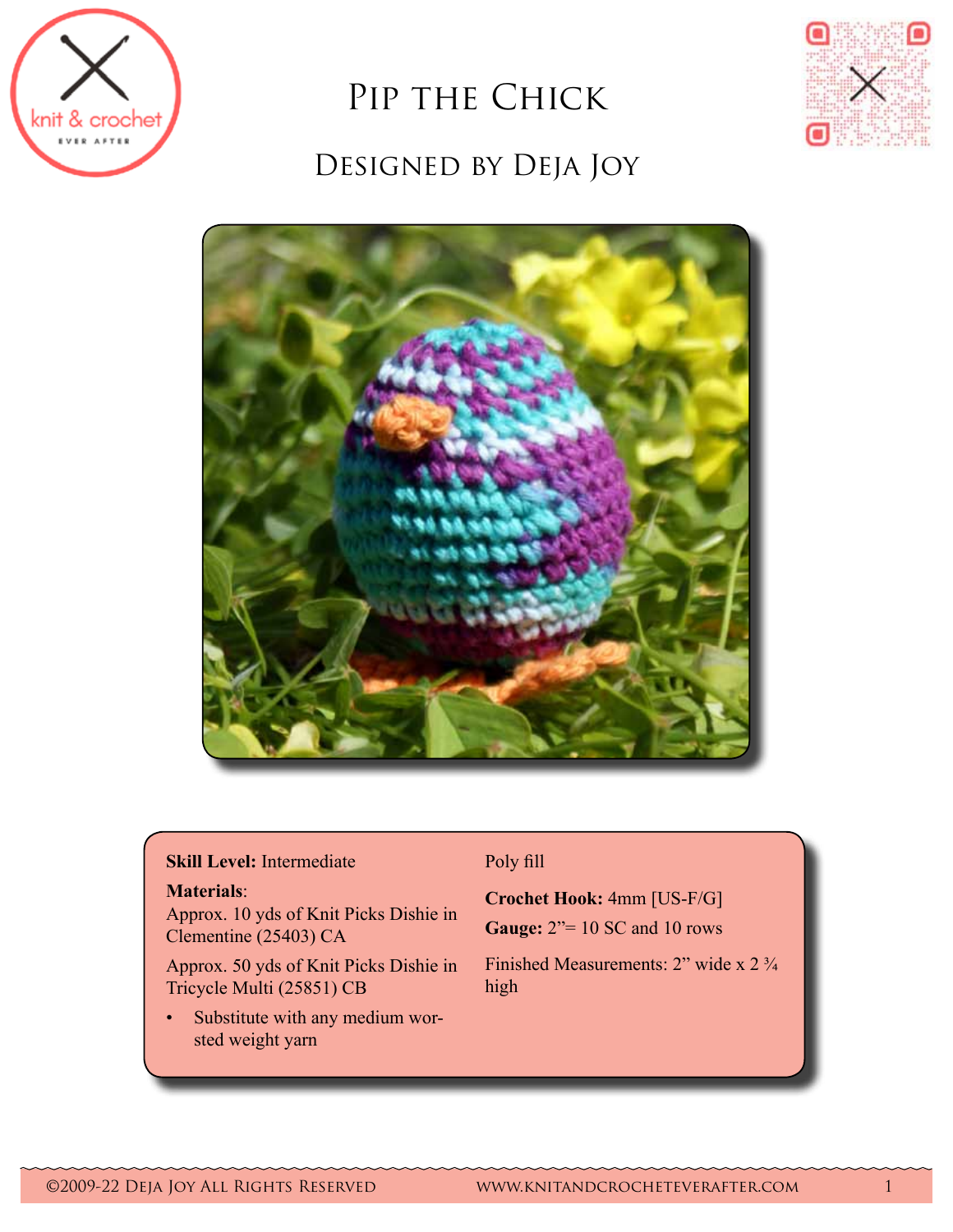# Pip the Chick

## Designed by Deja Joy

**Skill Level:** Intermediate

**Materials**:

Approx. 10 yds of Knit Picks Dishie in Clementine (25403) CA

Approx. 50 yds of Knit Picks Dishie in Tricycle Multi (25851) CB

- Substitute with any medium worsted weight yarn

Poly fill

**Crochet Hook:** 4mm [US-F/G]

**Gauge:** 2”= 10 SC and 10 rows

Finished Measurements: 2” wide x 2 ¾ high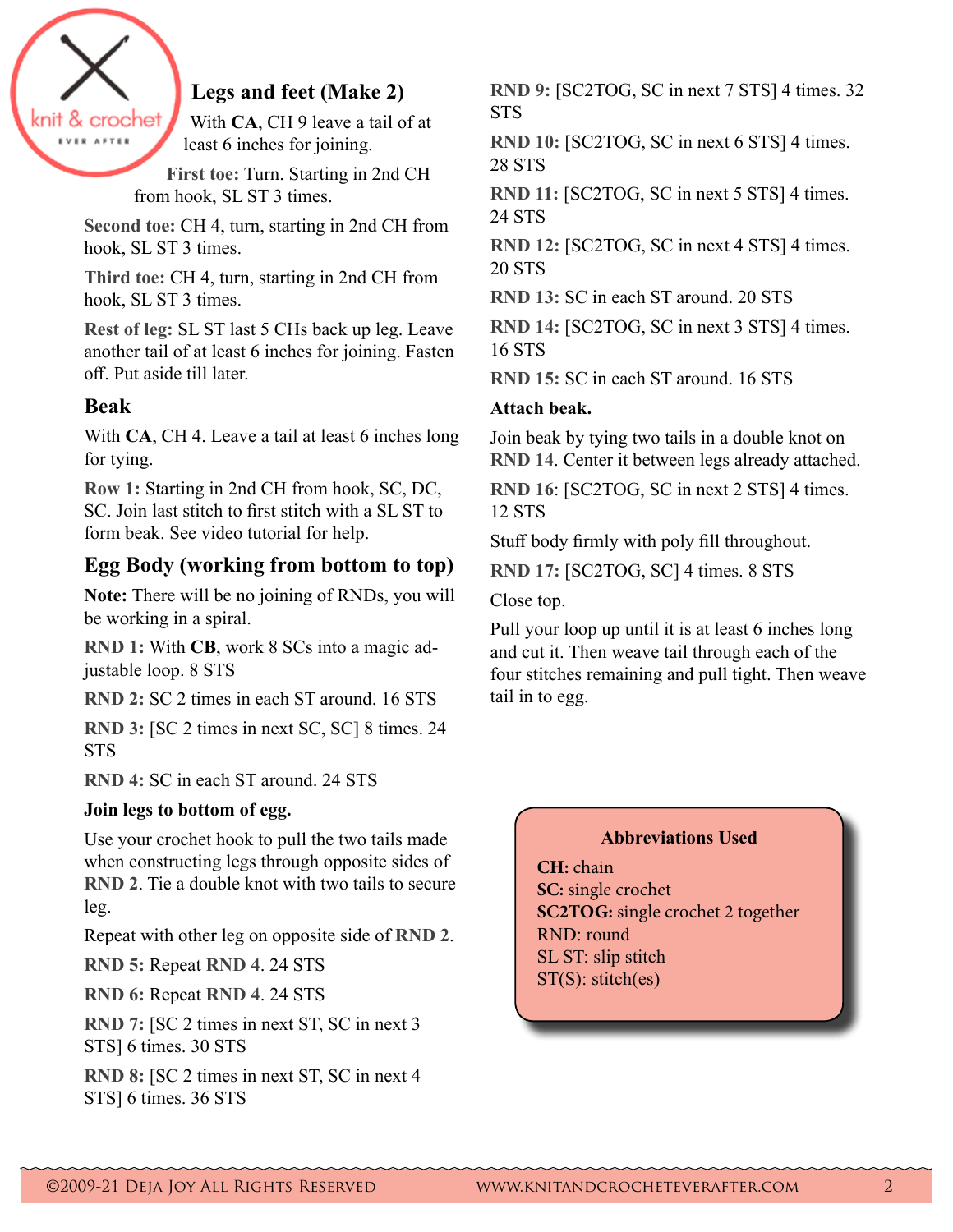## Legs and feet (Make 2)

With **CA**, CH 9 leave a tail of at least 6 inches for joining.

**First toe:** Turn. Starting in 2nd CH from hook, SL ST 3 times.

**Second toe:** CH 4, turn, starting in 2nd CH from hook, SL ST 3 times.

**Third toe:** CH 4, turn, starting in 2nd CH from hook, SL ST 3 times.

**Rest of leg:** SL ST last 5 CHs back up leg. Leave another tail of at least 6 inches for joining. Fasten off. Put aside till later.

## Beak

With **CA**, CH 4. Leave a tail at least 6 inches long for tying.

**Row 1:** Starting in 2nd CH from hook, SC, DC, SC. Join last stitch to first stitch with a SL ST to form beak. See video tutorial for help.

## Egg Body (working from bottom to top)

**Note:** There will be no joining of RNDs, you will be working in a spiral.

**RND 1:** With **CB**, work 8 SCs into a magic adjustable loop. 8 STS

**RND 2:** SC 2 times in each ST around. 16 STS

**RND 3:** [SC 2 times in next SC, SC] 8 times. 24 STS

**RND 4:** SC in each ST around. 24 STS

**Join legs to bottom of egg.**

Use your crochet hook to pull the two tails made when constructing legs through opposite sides of **RND 2**. Tie a double knot with two tails to secure leg.

Repeat with other leg on opposite side of **RND 2**.

**RND 5:** Repeat **RND 4**. 24 STS

**RND 6:** Repeat **RND 4**. 24 STS

**RND 7:** [SC 2 times in next ST, SC in next 3 STS] 6 times. 30 STS

**RND 8:** [SC 2 times in next ST, SC in next 4 STS] 6 times. 36 STS

**RND 9:** [SC2TOG, SC in next 7 STS] 4 times. 32 STS

**RND 10:** [SC2TOG, SC in next 6 STS] 4 times. 28 STS

**RND 11:** [SC2TOG, SC in next 5 STS] 4 times. 24 STS

**RND 12:** [SC2TOG, SC in next 4 STS] 4 times. 20 STS

**RND 13:** SC in each ST around. 20 STS

**RND 14:** [SC2TOG, SC in next 3 STS] 4 times. 16 STS

**RND 15:** SC in each ST around. 16 STS

**Attach beak.**

Join beak by tying two tails in a double knot on **RND 14**. Center it between legs already attached.

**RND 16**: [SC2TOG, SC in next 2 STS] 4 times. 12 STS

Stuff body firmly with poly fill throughout.

**RND 17:** [SC2TOG, SC] 4 times. 8 STS

Close top.

Pull your loop up until it is at least 6 inches long and cut it. Then weave tail through each of the four stitches remaining and pull tight. Then weave tail in to egg.

**Abbreviations Used**

**CH:** chain
**SC:** single crochet
**SC2TOG:** single crochet 2 together
RND: round
SL ST: slip stitch
ST(S): stitch(es)